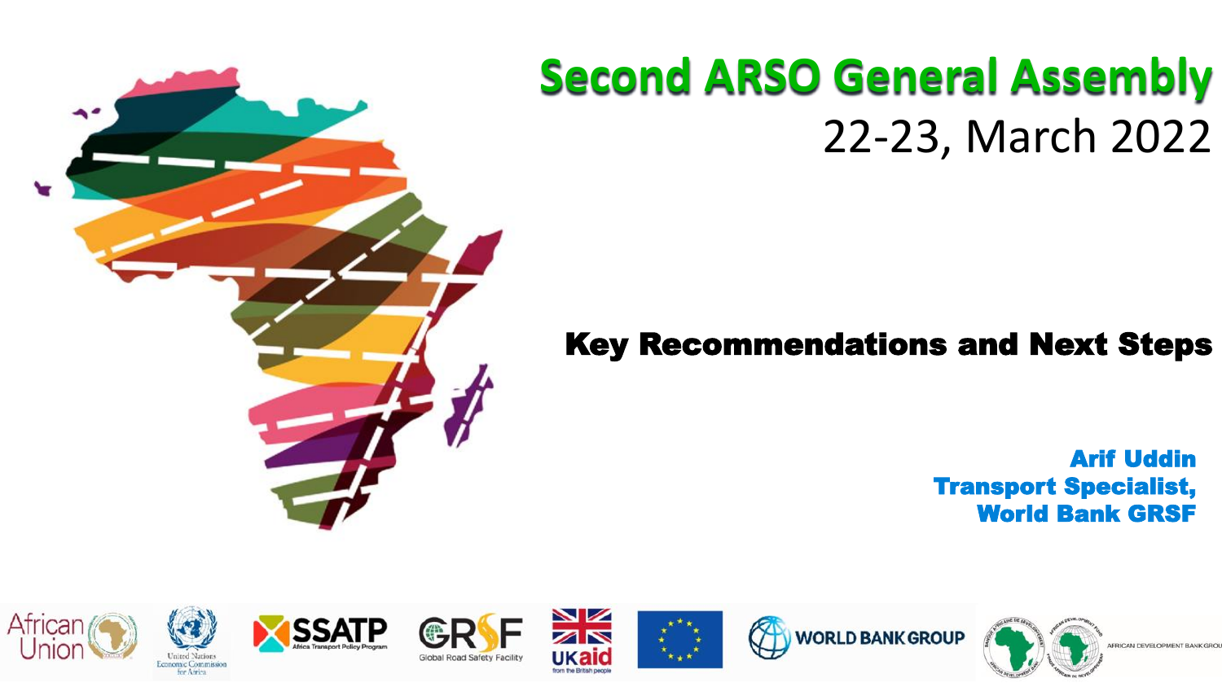# Second ARSO General Assembly

22-23, March 2022

## Key Recommendations and Next Steps

**Arif Uddin**
**Transport Specialist,**
**World Bank GRSF**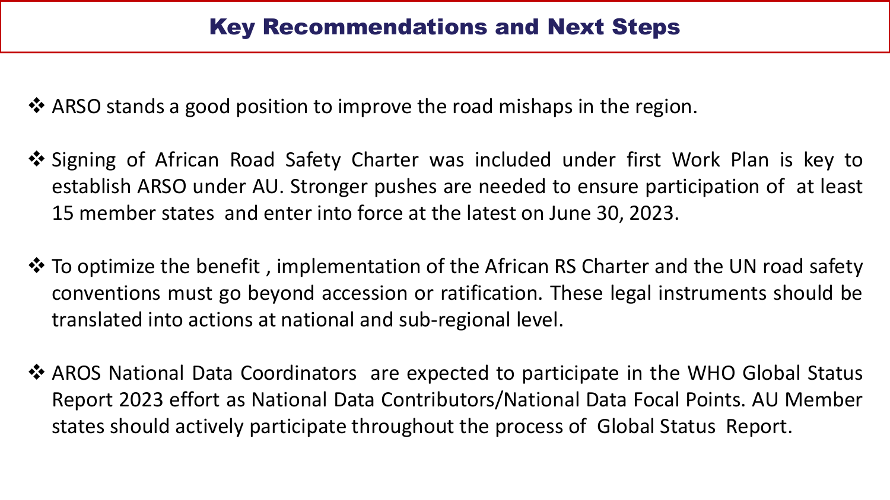## Key Recommendations and Next Steps

- ❖ ARSO stands a good position to improve the road mishaps in the region.
- ❖ Signing of African Road Safety Charter was included under first Work Plan is key to establish ARSO under AU. Stronger pushes are needed to ensure participation of at least 15 member states and enter into force at the latest on June 30, 2023.
- ❖ To optimize the benefit , implementation of the African RS Charter and the UN road safety conventions must go beyond accession or ratification. These legal instruments should be translated into actions at national and sub-regional level.
- ❖ AROS National Data Coordinators are expected to participate in the WHO Global Status Report 2023 effort as National Data Contributors/National Data Focal Points. AU Member states should actively participate throughout the process of Global Status Report.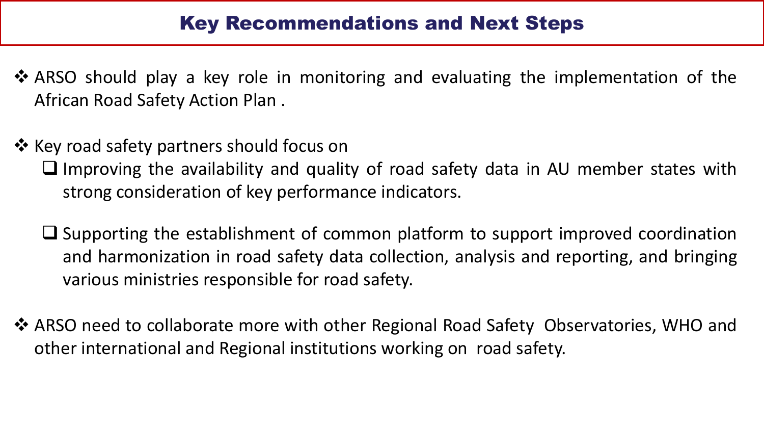# Key Recommendations and Next Steps

- ARSO should play a key role in monitoring and evaluating the implementation of the African Road Safety Action Plan .

- Key road safety partners should focus on
  - Improving the availability and quality of road safety data in AU member states with strong consideration of key performance indicators.
  - Supporting the establishment of common platform to support improved coordination and harmonization in road safety data collection, analysis and reporting, and bringing various ministries responsible for road safety.

- ARSO need to collaborate more with other Regional Road Safety Observatories, WHO and other international and Regional institutions working on road safety.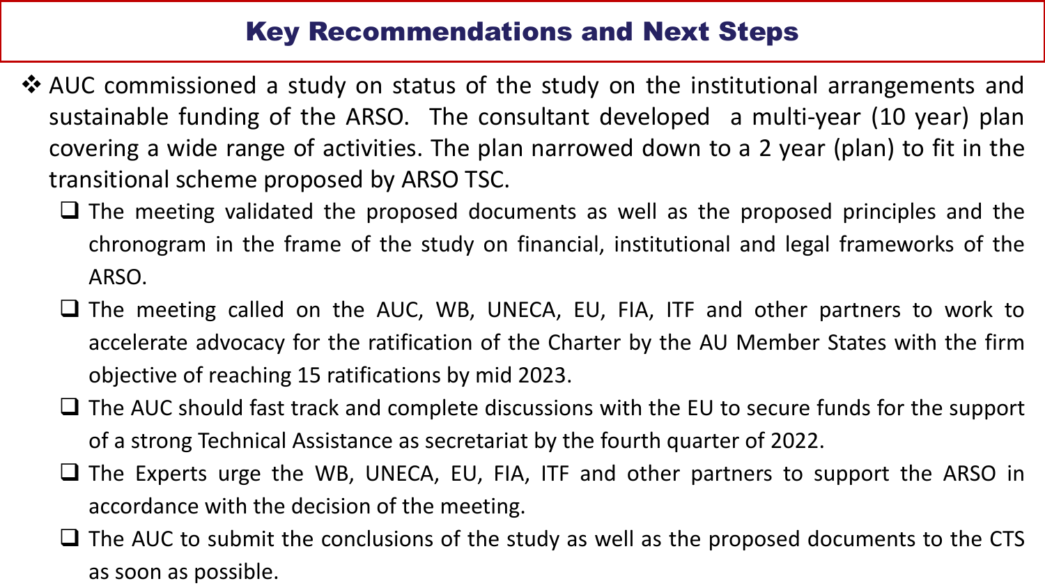# Key Recommendations and Next Steps

- AUC commissioned a study on status of the study on the institutional arrangements and sustainable funding of the ARSO. The consultant developed a multi-year (10 year) plan covering a wide range of activities. The plan narrowed down to a 2 year (plan) to fit in the transitional scheme proposed by ARSO TSC.
  - The meeting validated the proposed documents as well as the proposed principles and the chronogram in the frame of the study on financial, institutional and legal frameworks of the ARSO.
  - The meeting called on the AUC, WB, UNECA, EU, FIA, ITF and other partners to work to accelerate advocacy for the ratification of the Charter by the AU Member States with the firm objective of reaching 15 ratifications by mid 2023.
  - The AUC should fast track and complete discussions with the EU to secure funds for the support of a strong Technical Assistance as secretariat by the fourth quarter of 2022.
  - The Experts urge the WB, UNECA, EU, FIA, ITF and other partners to support the ARSO in accordance with the decision of the meeting.
  - The AUC to submit the conclusions of the study as well as the proposed documents to the CTS as soon as possible.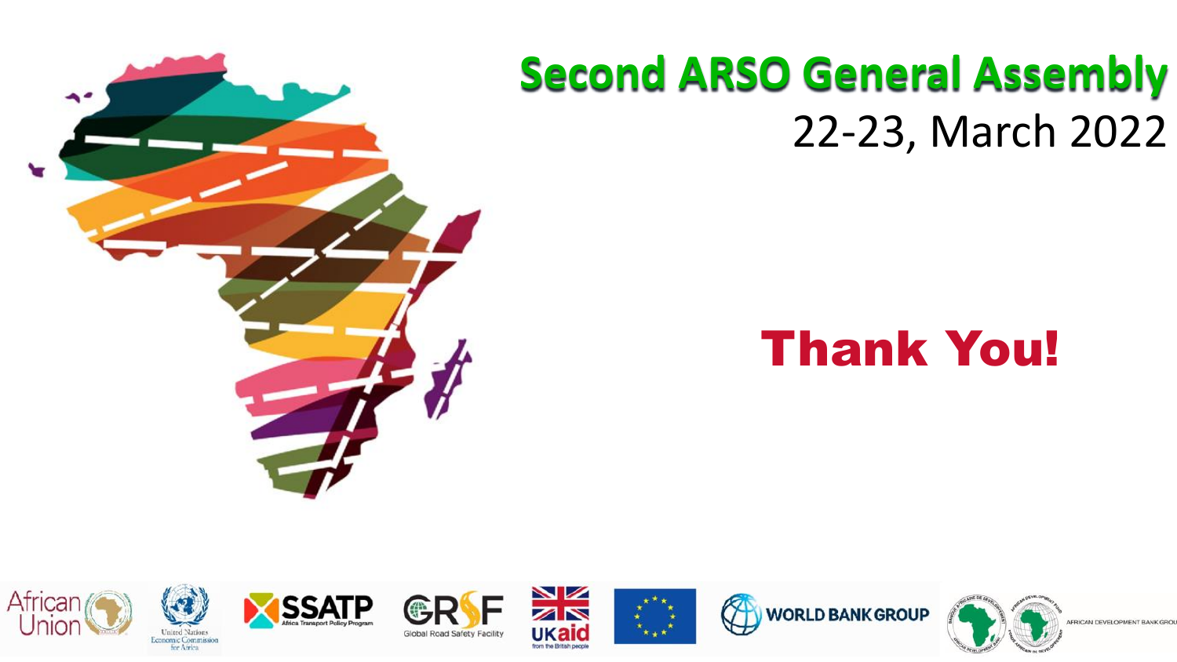# Second ARSO General Assembly

22-23, March 2022

## Thank You!